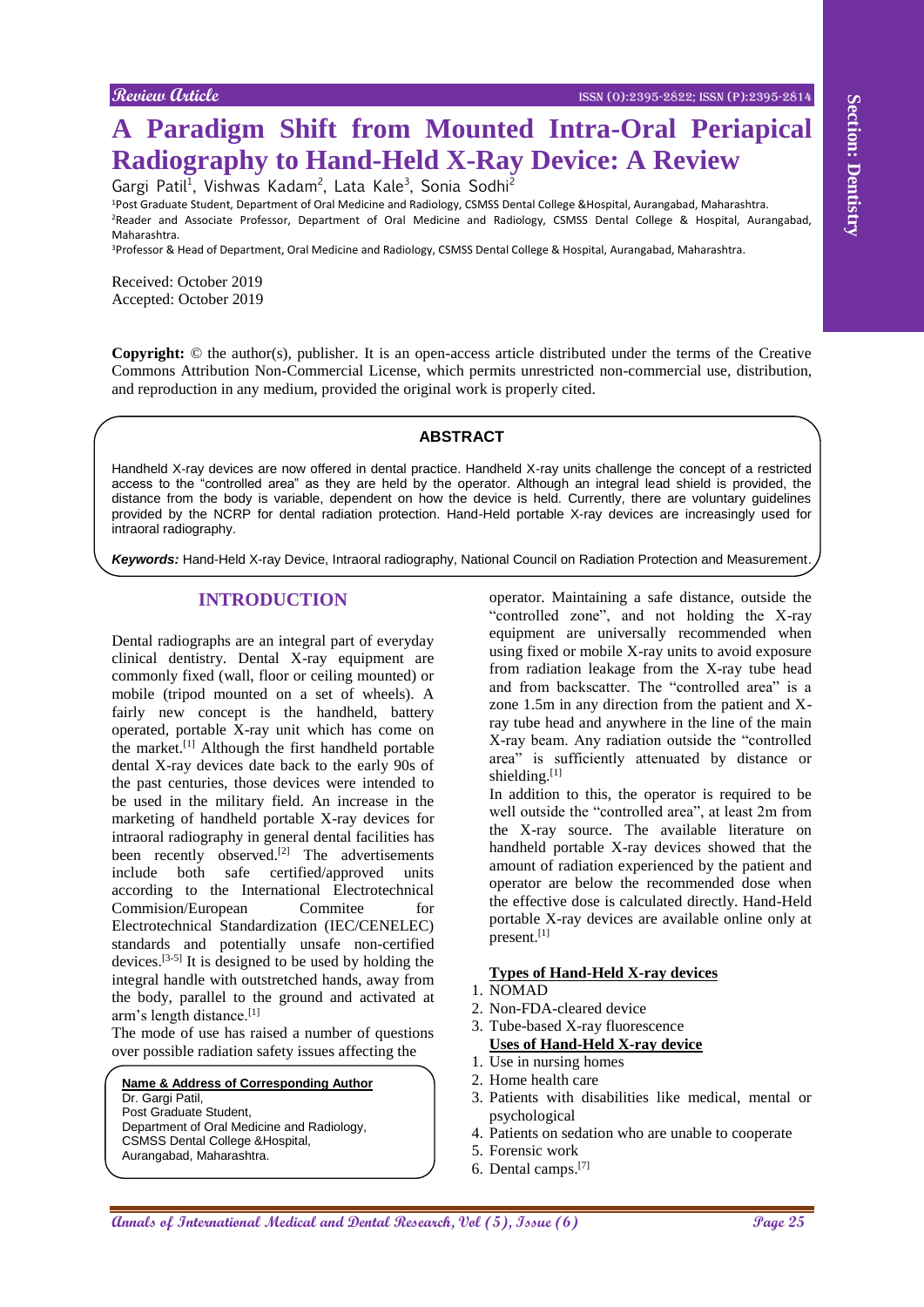Review Article

# A Paradigm Shift from Mounted Intra-Oral Periapical Radiography to Hand-Held X-Ray Device: A Review

Gargi Patil[1], Vishwas Kadam[2], Lata Kale[3], Sonia Sodhi[2]

[1]Post Graduate Student, Department of Oral Medicine and Radiology, CSMSS Dental College &Hospital, Aurangabad, Maharashtra.
[2]Reader and Associate Professor, Department of Oral Medicine and Radiology, CSMSS Dental College & Hospital, Aurangabad, Maharashtra.
[3]Professor & Head of Department, Oral Medicine and Radiology, CSMSS Dental College & Hospital, Aurangabad, Maharashtra.

Received: October 2019
Accepted: October 2019

**Copyright:** © the author(s), publisher. It is an open-access article distributed under the terms of the Creative Commons Attribution Non-Commercial License, which permits unrestricted non-commercial use, distribution, and reproduction in any medium, provided the original work is properly cited.

## ABSTRACT

Handheld X-ray devices are now offered in dental practice. Handheld X-ray units challenge the concept of a restricted access to the "controlled area" as they are held by the operator. Although an integral lead shield is provided, the distance from the body is variable, dependent on how the device is held. Currently, there are voluntary guidelines provided by the NCRP for dental radiation protection. Hand-Held portable X-ray devices are increasingly used for intraoral radiography.

***Keywords:*** Hand-Held X-ray Device, Intraoral radiography, National Council on Radiation Protection and Measurement.

## INTRODUCTION

Dental radiographs are an integral part of everyday clinical dentistry. Dental X-ray equipment are commonly fixed (wall, floor or ceiling mounted) or mobile (tripod mounted on a set of wheels). A fairly new concept is the handheld, battery operated, portable X-ray unit which has come on the market.[1] Although the first handheld portable dental X-ray devices date back to the early 90s of the past centuries, those devices were intended to be used in the military field. An increase in the marketing of handheld portable X-ray devices for intraoral radiography in general dental facilities has been recently observed.[2] The advertisements include both safe certified/approved units according to the International Electrotechnical Commision/European Commitee for Electrotechnical Standardization (IEC/CENELEC) standards and potentially unsafe non-certified devices.[3-5] It is designed to be used by holding the integral handle with outstretched hands, away from the body, parallel to the ground and activated at arm's length distance.[1]

The mode of use has raised a number of questions over possible radiation safety issues affecting the operator. Maintaining a safe distance, outside the "controlled zone", and not holding the X-ray equipment are universally recommended when using fixed or mobile X-ray units to avoid exposure from radiation leakage from the X-ray tube head and from backscatter. The "controlled area" is a zone 1.5m in any direction from the patient and X-ray tube head and anywhere in the line of the main X-ray beam. Any radiation outside the "controlled area" is sufficiently attenuated by distance or shielding.[1]

In addition to this, the operator is required to be well outside the "controlled area", at least 2m from the X-ray source. The available literature on handheld portable X-ray devices showed that the amount of radiation experienced by the patient and operator are below the recommended dose when the effective dose is calculated directly. Hand-Held portable X-ray devices are available online only at present.[1]

**Name & Address of Corresponding Author**
Dr. Gargi Patil,
Post Graduate Student,
Department of Oral Medicine and Radiology,
CSMSS Dental College &Hospital,
Aurangabad, Maharashtra.

### Types of Hand-Held X-ray devices

1. NOMAD
2. Non-FDA-cleared device
3. Tube-based X-ray fluorescence

### Uses of Hand-Held X-ray device

1. Use in nursing homes
2. Home health care
3. Patients with disabilities like medical, mental or psychological
4. Patients on sedation who are unable to cooperate
5. Forensic work
6. Dental camps.[7]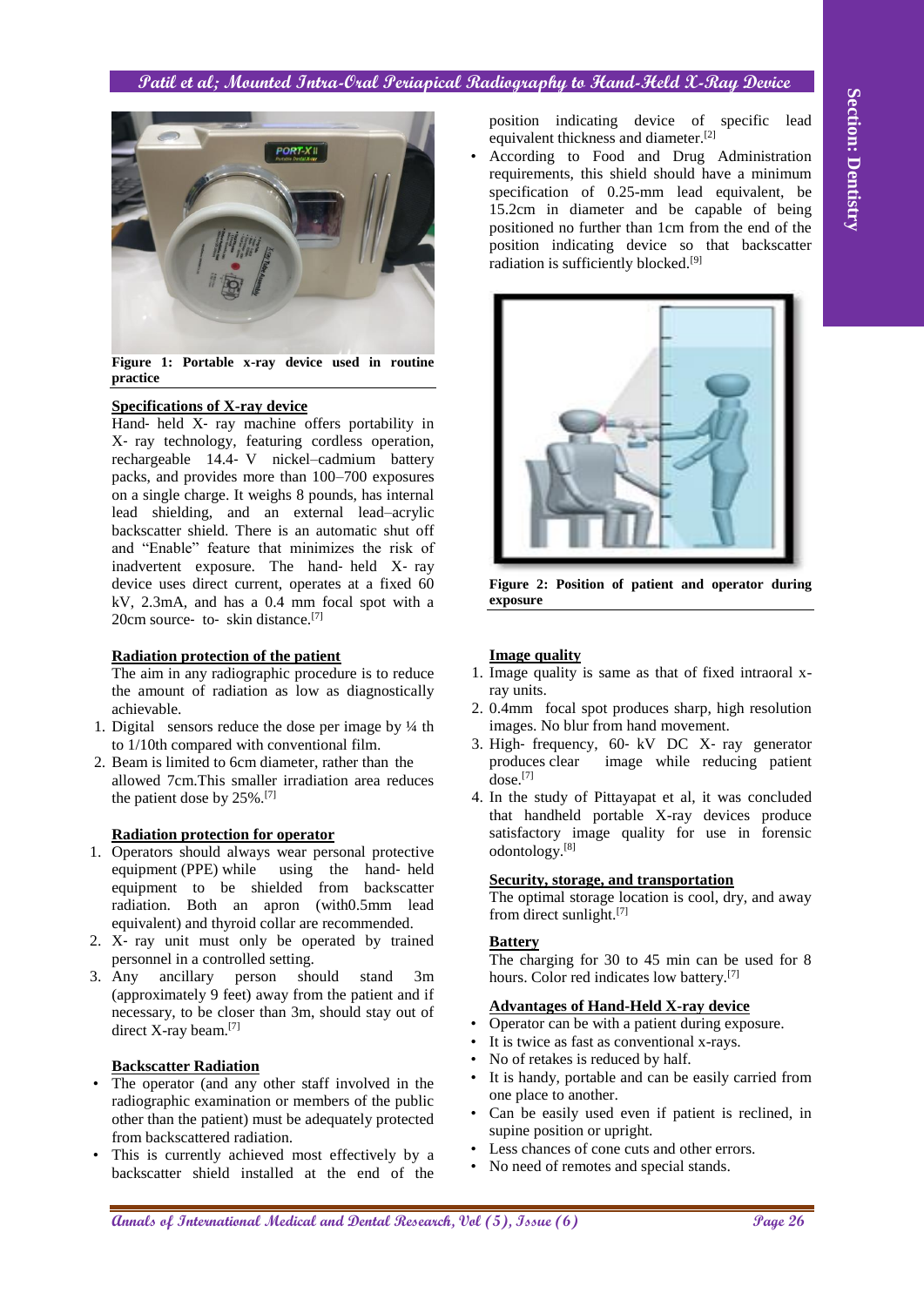Figure 1: Portable x-ray device used in routine practice

### Specifications of X-ray device

Hand- held X- ray machine offers portability in X- ray technology, featuring cordless operation, rechargeable 14.4- V nickel–cadmium battery packs, and provides more than 100–700 exposures on a single charge. It weighs 8 pounds, has internal lead shielding, and an external lead–acrylic backscatter shield. There is an automatic shut off and "Enable" feature that minimizes the risk of inadvertent exposure. The hand- held X- ray device uses direct current, operates at a fixed 60 kV, 2.3mA, and has a 0.4 mm focal spot with a 20cm source- to- skin distance.[7]

### Radiation protection of the patient

The aim in any radiographic procedure is to reduce the amount of radiation as low as diagnostically achievable.

1. Digital sensors reduce the dose per image by ¼ th to 1/10th compared with conventional film.
2. Beam is limited to 6cm diameter, rather than the allowed 7cm.This smaller irradiation area reduces the patient dose by 25%.[7]

### Radiation protection for operator

1. Operators should always wear personal protective equipment (PPE) while using the hand- held equipment to be shielded from backscatter radiation. Both an apron (with0.5mm lead equivalent) and thyroid collar are recommended.
2. X- ray unit must only be operated by trained personnel in a controlled setting.
3. Any ancillary person should stand 3m (approximately 9 feet) away from the patient and if necessary, to be closer than 3m, should stay out of direct X-ray beam.[7]

### Backscatter Radiation

- The operator (and any other staff involved in the radiographic examination or members of the public other than the patient) must be adequately protected from backscattered radiation.
- This is currently achieved most effectively by a backscatter shield installed at the end of the position indicating device of specific lead equivalent thickness and diameter.[2]
- According to Food and Drug Administration requirements, this shield should have a minimum specification of 0.25-mm lead equivalent, be 15.2cm in diameter and be capable of being positioned no further than 1cm from the end of the position indicating device so that backscatter radiation is sufficiently blocked.[9]

Figure 2: Position of patient and operator during exposure

### Image quality

1. Image quality is same as that of fixed intraoral x-ray units.
2. 0.4mm focal spot produces sharp, high resolution images. No blur from hand movement.
3. High- frequency, 60- kV DC X- ray generator produces clear image while reducing patient dose.[7]
4. In the study of Pittayapat et al, it was concluded that handheld portable X-ray devices produce satisfactory image quality for use in forensic odontology.[8]

### Security, storage, and transportation

The optimal storage location is cool, dry, and away from direct sunlight.[7]

### Battery

The charging for 30 to 45 min can be used for 8 hours. Color red indicates low battery.[7]

### Advantages of Hand-Held X-ray device

- Operator can be with a patient during exposure.
- It is twice as fast as conventional x-rays.
- No of retakes is reduced by half.
- It is handy, portable and can be easily carried from one place to another.
- Can be easily used even if patient is reclined, in supine position or upright.
- Less chances of cone cuts and other errors.
- No need of remotes and special stands.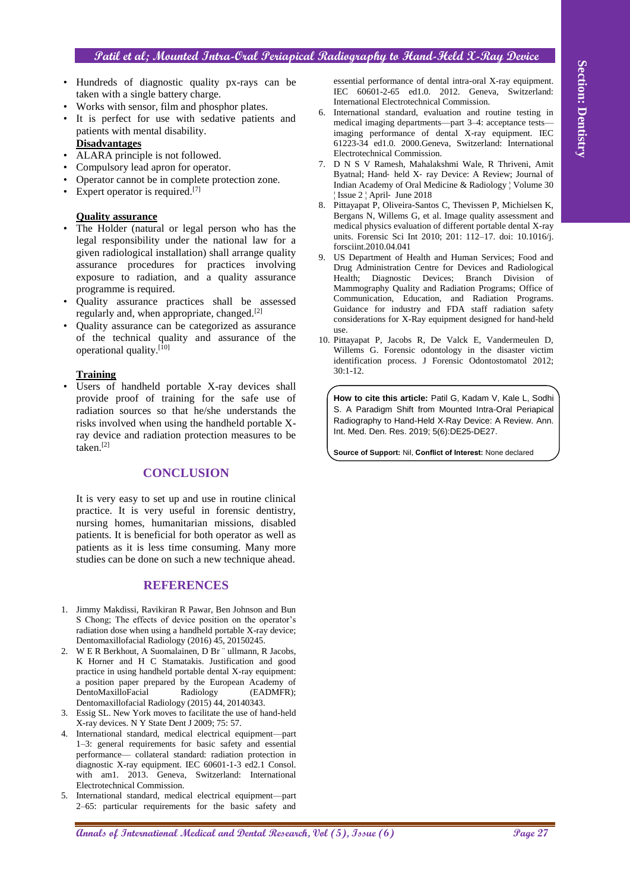- Hundreds of diagnostic quality px-rays can be taken with a single battery charge.
- Works with sensor, film and phosphor plates.
- It is perfect for use with sedative patients and patients with mental disability.

**Disadvantages**

- ALARA principle is not followed.
- Compulsory lead apron for operator.
- Operator cannot be in complete protection zone.
- Expert operator is required.[7]

**Quality assurance**

- The Holder (natural or legal person who has the legal responsibility under the national law for a given radiological installation) shall arrange quality assurance procedures for practices involving exposure to radiation, and a quality assurance programme is required.
- Quality assurance practices shall be assessed regularly and, when appropriate, changed.[2]
- Quality assurance can be categorized as assurance of the technical quality and assurance of the operational quality.[10]

**Training**

- Users of handheld portable X-ray devices shall provide proof of training for the safe use of radiation sources so that he/she understands the risks involved when using the handheld portable X-ray device and radiation protection measures to be taken.[2]

## CONCLUSION

It is very easy to set up and use in routine clinical practice. It is very useful in forensic dentistry, nursing homes, humanitarian missions, disabled patients. It is beneficial for both operator as well as patients as it is less time consuming. Many more studies can be done on such a new technique ahead.

## REFERENCES

1. Jimmy Makdissi, Ravikiran R Pawar, Ben Johnson and Bun S Chong; The effects of device position on the operator's radiation dose when using a handheld portable X-ray device; Dentomaxillofacial Radiology (2016) 45, 20150245.
2. W E R Berkhout, A Suomalainen, D Br ¨ ullmann, R Jacobs, K Horner and H C Stamatakis. Justification and good practice in using handheld portable dental X-ray equipment: a position paper prepared by the European Academy of DentoMaxilloFacial Radiology (EADMFR); Dentomaxillofacial Radiology (2015) 44, 20140343.
3. Essig SL. New York moves to facilitate the use of hand-held X-ray devices. N Y State Dent J 2009; 75: 57.
4. International standard, medical electrical equipment—part 1–3: general requirements for basic safety and essential performance— collateral standard: radiation protection in diagnostic X-ray equipment. IEC 60601-1-3 ed2.1 Consol. with am1. 2013. Geneva, Switzerland: International Electrotechnical Commission.
5. International standard, medical electrical equipment—part 2–65: particular requirements for the basic safety and essential performance of dental intra-oral X-ray equipment. IEC 60601-2-65 ed1.0. 2012. Geneva, Switzerland: International Electrotechnical Commission.
6. International standard, evaluation and routine testing in medical imaging departments—part 3–4: acceptance tests—imaging performance of dental X-ray equipment. IEC 61223-34 ed1.0. 2000.Geneva, Switzerland: International Electrotechnical Commission.
7. D N S V Ramesh, Mahalakshmi Wale, R Thriveni, Amit Byatnal; Hand- held X- ray Device: A Review; Journal of Indian Academy of Oral Medicine & Radiology ¦ Volume 30 ¦ Issue 2 ¦ April- June 2018
8. Pittayapat P, Oliveira-Santos C, Thevissen P, Michielsen K, Bergans N, Willems G, et al. Image quality assessment and medical physics evaluation of different portable dental X-ray units. Forensic Sci Int 2010; 201: 112–17. doi: 10.1016/j. forsciint.2010.04.041
9. US Department of Health and Human Services; Food and Drug Administration Centre for Devices and Radiological Health; Diagnostic Devices; Branch Division of Mammography Quality and Radiation Programs; Office of Communication, Education, and Radiation Programs. Guidance for industry and FDA staff radiation safety considerations for X-Ray equipment designed for hand-held use.
10. Pittayapat P, Jacobs R, De Valck E, Vandermeulen D, Willems G. Forensic odontology in the disaster victim identification process. J Forensic Odontostomatol 2012; 30:1-12.

**How to cite this article:** Patil G, Kadam V, Kale L, Sodhi S. A Paradigm Shift from Mounted Intra-Oral Periapical Radiography to Hand-Held X-Ray Device: A Review. Ann. Int. Med. Den. Res. 2019; 5(6):DE25-DE27.

**Source of Support:** Nil, **Conflict of Interest:** None declared